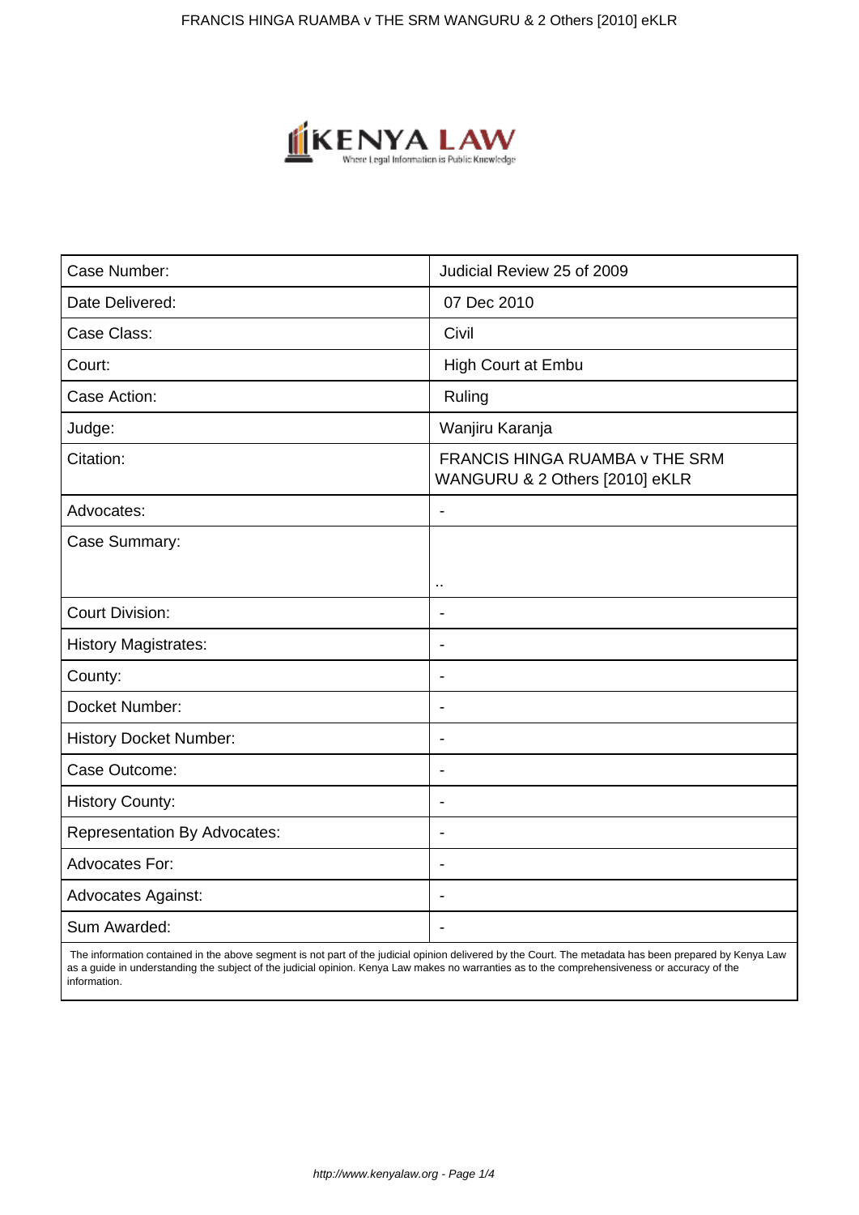| Case Number: | Judicial Review 25 of 2009 |
| --- | --- |
| Date Delivered: | 07 Dec 2010 |
| Case Class: | Civil |
| Court: | High Court at Embu |
| Case Action: | Ruling |
| Judge: | Wanjiru Karanja |
| Citation: | FRANCIS HINGA RUAMBA v THE SRM WANGURU & 2 Others [2010] eKLR |
| Advocates: | - |
| Case Summary: | .. |
| Court Division: | - |
| History Magistrates: | - |
| County: | - |
| Docket Number: | - |
| History Docket Number: | - |
| Case Outcome: | - |
| History County: | - |
| Representation By Advocates: | - |
| Advocates For: | - |
| Advocates Against: | - |
| Sum Awarded: | - |

The information contained in the above segment is not part of the judicial opinion delivered by the Court. The metadata has been prepared by Kenya Law as a guide in understanding the subject of the judicial opinion. Kenya Law makes no warranties as to the comprehensiveness or accuracy of the information.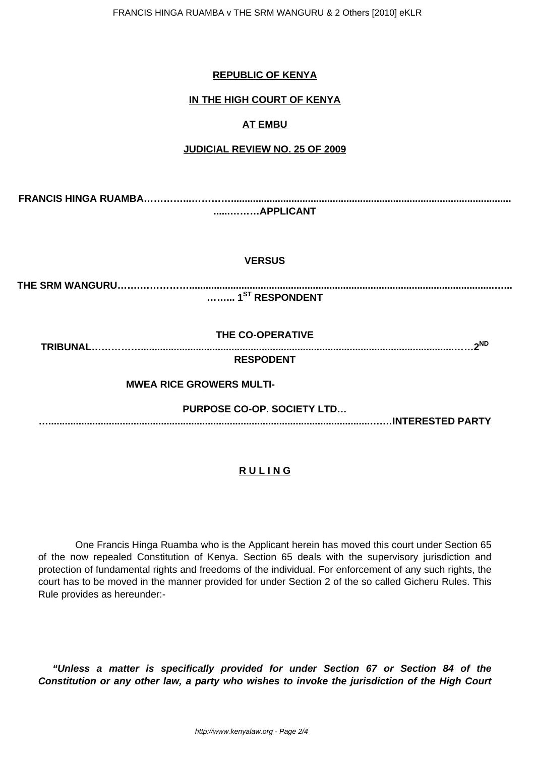**REPUBLIC OF KENYA**

**IN THE HIGH COURT OF KENYA**

**AT EMBU**

**JUDICIAL REVIEW NO. 25 OF 2009**

**FRANCIS HINGA RUAMBA………….……….................................................................................................................………APPLICANT**

**VERSUS**

**THE SRM WANGURU………………….......................................................................................................……..……... 1ST RESPONDENT**

**THE CO-OPERATIVE TRIBUNAL……………........................................................................................................……2ND RESPODENT**

**MWEA RICE GROWERS MULTI-PURPOSE CO-OP. SOCIETY LTD……................................................................................................……INTERESTED PARTY**

**RULING**

One Francis Hinga Ruamba who is the Applicant herein has moved this court under Section 65 of the now repealed Constitution of Kenya. Section 65 deals with the supervisory jurisdiction and protection of fundamental rights and freedoms of the individual. For enforcement of any such rights, the court has to be moved in the manner provided for under Section 2 of the so called Gicheru Rules. This Rule provides as hereunder:-

***"Unless a matter is specifically provided for under Section 67 or Section 84 of the Constitution or any other law, a party who wishes to invoke the jurisdiction of the High Court***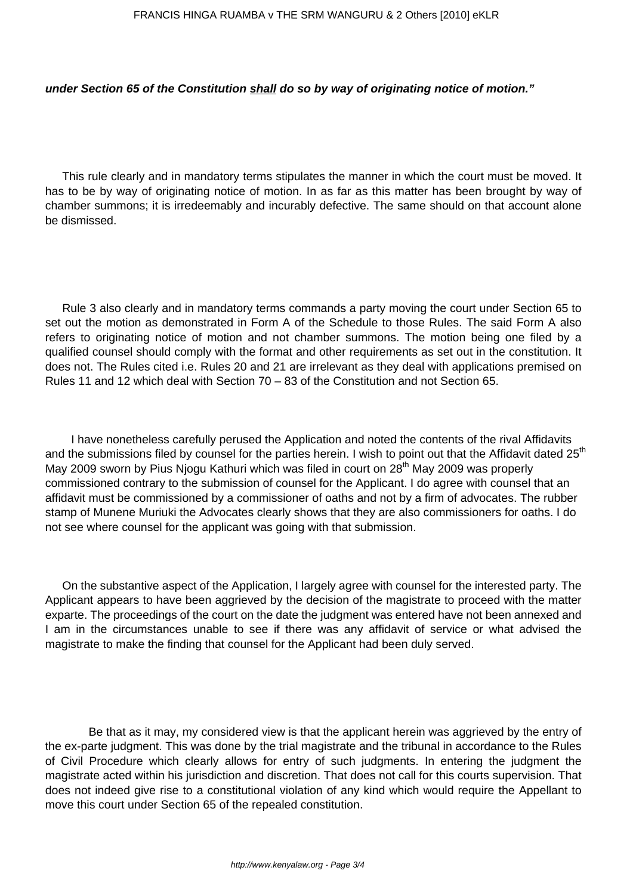***under Section 65 of the Constitution <u>shall</u> do so by way of originating notice of motion."***

This rule clearly and in mandatory terms stipulates the manner in which the court must be moved. It has to be by way of originating notice of motion. In as far as this matter has been brought by way of chamber summons; it is irredeemably and incurably defective. The same should on that account alone be dismissed.

Rule 3 also clearly and in mandatory terms commands a party moving the court under Section 65 to set out the motion as demonstrated in Form A of the Schedule to those Rules. The said Form A also refers to originating notice of motion and not chamber summons. The motion being one filed by a qualified counsel should comply with the format and other requirements as set out in the constitution. It does not. The Rules cited i.e. Rules 20 and 21 are irrelevant as they deal with applications premised on Rules 11 and 12 which deal with Section 70 – 83 of the Constitution and not Section 65.

I have nonetheless carefully perused the Application and noted the contents of the rival Affidavits and the submissions filed by counsel for the parties herein. I wish to point out that the Affidavit dated 25th May 2009 sworn by Pius Njogu Kathuri which was filed in court on 28th May 2009 was properly commissioned contrary to the submission of counsel for the Applicant. I do agree with counsel that an affidavit must be commissioned by a commissioner of oaths and not by a firm of advocates. The rubber stamp of Munene Muriuki the Advocates clearly shows that they are also commissioners for oaths. I do not see where counsel for the applicant was going with that submission.

On the substantive aspect of the Application, I largely agree with counsel for the interested party. The Applicant appears to have been aggrieved by the decision of the magistrate to proceed with the matter exparte. The proceedings of the court on the date the judgment was entered have not been annexed and I am in the circumstances unable to see if there was any affidavit of service or what advised the magistrate to make the finding that counsel for the Applicant had been duly served.

Be that as it may, my considered view is that the applicant herein was aggrieved by the entry of the ex-parte judgment. This was done by the trial magistrate and the tribunal in accordance to the Rules of Civil Procedure which clearly allows for entry of such judgments. In entering the judgment the magistrate acted within his jurisdiction and discretion. That does not call for this courts supervision. That does not indeed give rise to a constitutional violation of any kind which would require the Appellant to move this court under Section 65 of the repealed constitution.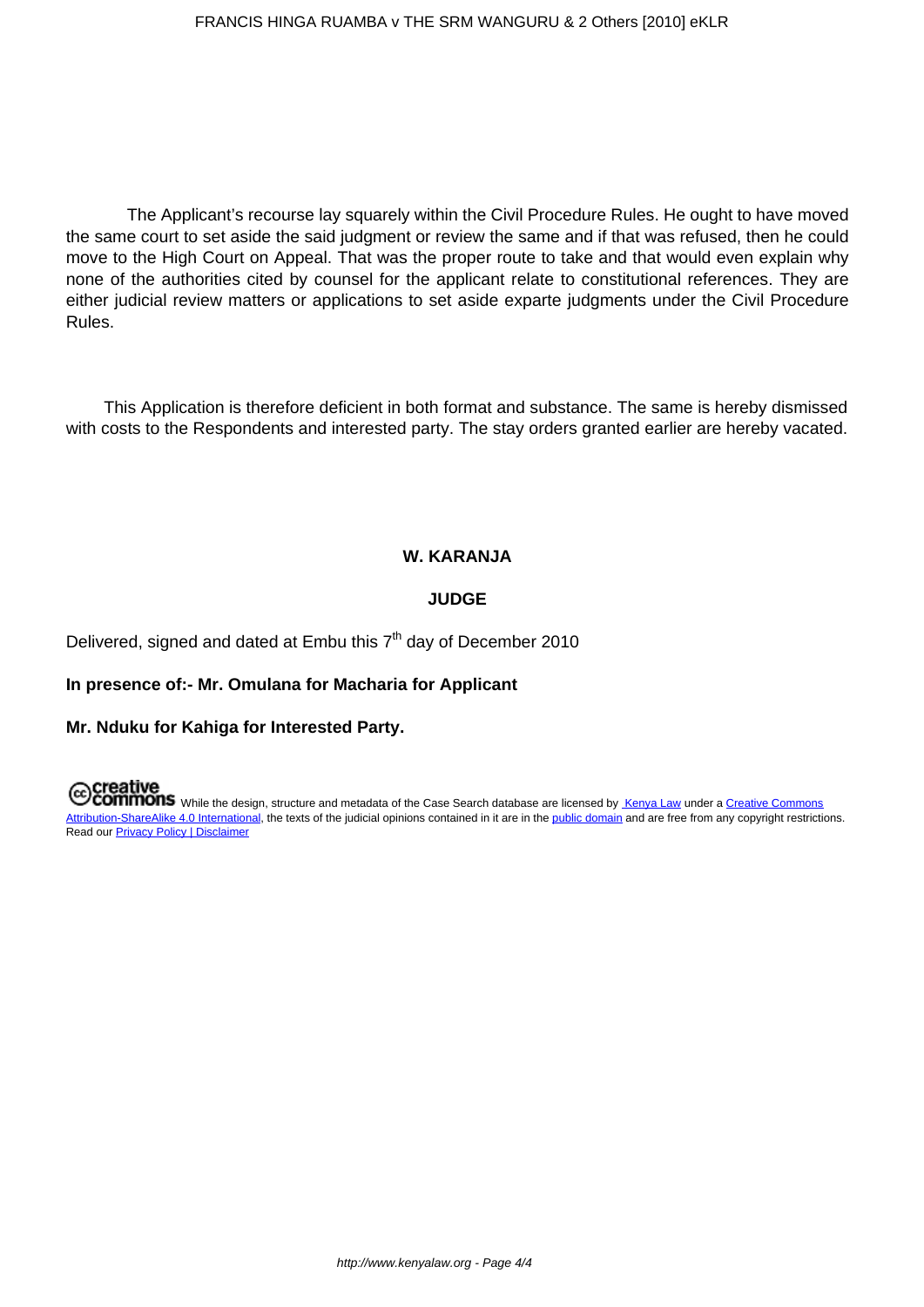The Applicant's recourse lay squarely within the Civil Procedure Rules. He ought to have moved the same court to set aside the said judgment or review the same and if that was refused, then he could move to the High Court on Appeal. That was the proper route to take and that would even explain why none of the authorities cited by counsel for the applicant relate to constitutional references. They are either judicial review matters or applications to set aside exparte judgments under the Civil Procedure Rules.

This Application is therefore deficient in both format and substance. The same is hereby dismissed with costs to the Respondents and interested party. The stay orders granted earlier are hereby vacated.

**W. KARANJA**

**JUDGE**

Delivered, signed and dated at Embu this 7th day of December 2010

**In presence of:- Mr. Omulana for Macharia for Applicant**

**Mr. Nduku for Kahiga for Interested Party.**

While the design, structure and metadata of the Case Search database are licensed by Kenya Law under a Creative Commons Attribution-ShareAlike 4.0 International, the texts of the judicial opinions contained in it are in the public domain and are free from any copyright restrictions. Read our Privacy Policy | Disclaimer